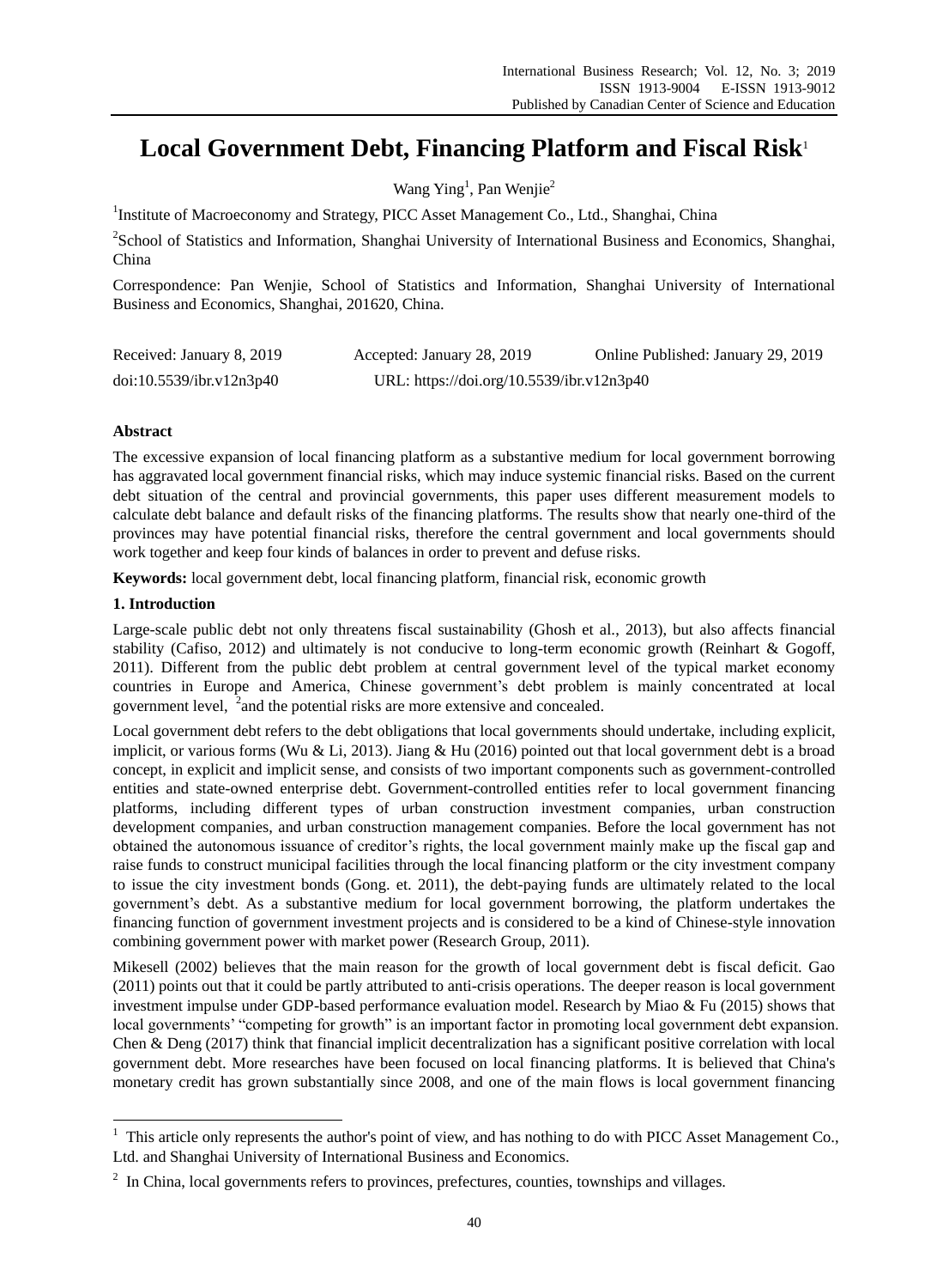# Local Government Debt, Financing Platform and Fiscal Risk[1]

Wang Ying[1], Pan Wenjie[2]

[1]Institute of Macroeconomy and Strategy, PICC Asset Management Co., Ltd., Shanghai, China

[2]School of Statistics and Information, Shanghai University of International Business and Economics, Shanghai, China

Correspondence: Pan Wenjie, School of Statistics and Information, Shanghai University of International Business and Economics, Shanghai, 201620, China.

Received: January 8, 2019 Accepted: January 28, 2019 Online Published: January 29, 2019

doi:10.5539/ibr.v12n3p40 URL: https://doi.org/10.5539/ibr.v12n3p40

## Abstract

The excessive expansion of local financing platform as a substantive medium for local government borrowing has aggravated local government financial risks, which may induce systemic financial risks. Based on the current debt situation of the central and provincial governments, this paper uses different measurement models to calculate debt balance and default risks of the financing platforms. The results show that nearly one-third of the provinces may have potential financial risks, therefore the central government and local governments should work together and keep four kinds of balances in order to prevent and defuse risks.

**Keywords:** local government debt, local financing platform, financial risk, economic growth

## 1. Introduction

Large-scale public debt not only threatens fiscal sustainability (Ghosh et al., 2013), but also affects financial stability (Cafiso, 2012) and ultimately is not conducive to long-term economic growth (Reinhart & Gogoff, 2011). Different from the public debt problem at central government level of the typical market economy countries in Europe and America, Chinese government's debt problem is mainly concentrated at local government level, [2]and the potential risks are more extensive and concealed.

Local government debt refers to the debt obligations that local governments should undertake, including explicit, implicit, or various forms (Wu & Li, 2013). Jiang & Hu (2016) pointed out that local government debt is a broad concept, in explicit and implicit sense, and consists of two important components such as government-controlled entities and state-owned enterprise debt. Government-controlled entities refer to local government financing platforms, including different types of urban construction investment companies, urban construction development companies, and urban construction management companies. Before the local government has not obtained the autonomous issuance of creditor's rights, the local government mainly make up the fiscal gap and raise funds to construct municipal facilities through the local financing platform or the city investment company to issue the city investment bonds (Gong. et. 2011), the debt-paying funds are ultimately related to the local government's debt. As a substantive medium for local government borrowing, the platform undertakes the financing function of government investment projects and is considered to be a kind of Chinese-style innovation combining government power with market power (Research Group, 2011).

Mikesell (2002) believes that the main reason for the growth of local government debt is fiscal deficit. Gao (2011) points out that it could be partly attributed to anti-crisis operations. The deeper reason is local government investment impulse under GDP-based performance evaluation model. Research by Miao & Fu (2015) shows that local governments' "competing for growth" is an important factor in promoting local government debt expansion. Chen & Deng (2017) think that financial implicit decentralization has a significant positive correlation with local government debt. More researches have been focused on local financing platforms. It is believed that China's monetary credit has grown substantially since 2008, and one of the main flows is local government financing

---

[1] This article only represents the author's point of view, and has nothing to do with PICC Asset Management Co., Ltd. and Shanghai University of International Business and Economics.

[2] In China, local governments refers to provinces, prefectures, counties, townships and villages.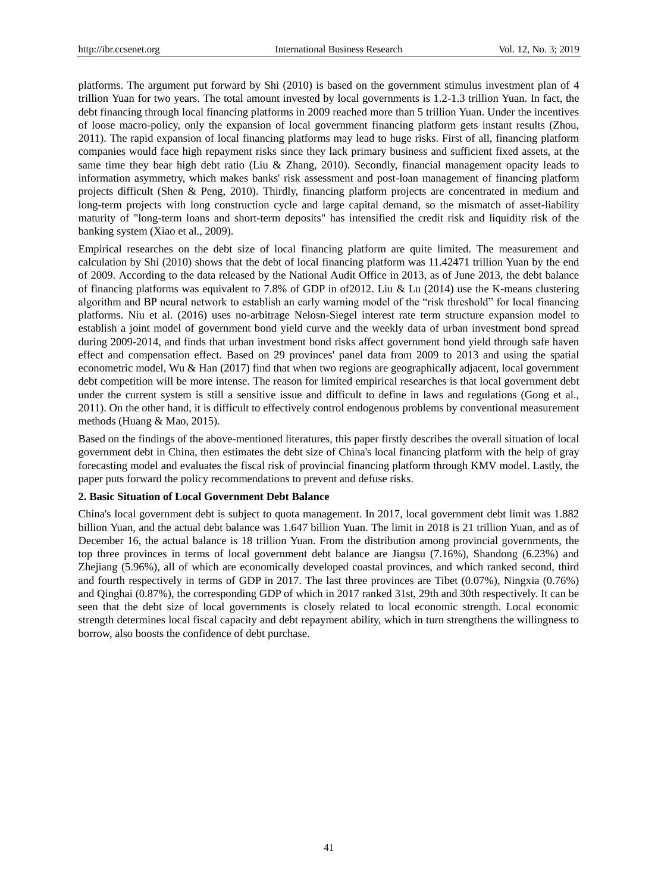platforms. The argument put forward by Shi (2010) is based on the government stimulus investment plan of 4 trillion Yuan for two years. The total amount invested by local governments is 1.2-1.3 trillion Yuan. In fact, the debt financing through local financing platforms in 2009 reached more than 5 trillion Yuan. Under the incentives of loose macro-policy, only the expansion of local government financing platform gets instant results (Zhou, 2011). The rapid expansion of local financing platforms may lead to huge risks. First of all, financing platform companies would face high repayment risks since they lack primary business and sufficient fixed assets, at the same time they bear high debt ratio (Liu & Zhang, 2010). Secondly, financial management opacity leads to information asymmetry, which makes banks' risk assessment and post-loan management of financing platform projects difficult (Shen & Peng, 2010). Thirdly, financing platform projects are concentrated in medium and long-term projects with long construction cycle and large capital demand, so the mismatch of asset-liability maturity of "long-term loans and short-term deposits" has intensified the credit risk and liquidity risk of the banking system (Xiao et al., 2009).

Empirical researches on the debt size of local financing platform are quite limited. The measurement and calculation by Shi (2010) shows that the debt of local financing platform was 11.42471 trillion Yuan by the end of 2009. According to the data released by the National Audit Office in 2013, as of June 2013, the debt balance of financing platforms was equivalent to 7.8% of GDP in of2012. Liu & Lu (2014) use the K-means clustering algorithm and BP neural network to establish an early warning model of the "risk threshold" for local financing platforms. Niu et al. (2016) uses no-arbitrage Nelosn-Siegel interest rate term structure expansion model to establish a joint model of government bond yield curve and the weekly data of urban investment bond spread during 2009-2014, and finds that urban investment bond risks affect government bond yield through safe haven effect and compensation effect. Based on 29 provinces' panel data from 2009 to 2013 and using the spatial econometric model, Wu & Han (2017) find that when two regions are geographically adjacent, local government debt competition will be more intense. The reason for limited empirical researches is that local government debt under the current system is still a sensitive issue and difficult to define in laws and regulations (Gong et al., 2011). On the other hand, it is difficult to effectively control endogenous problems by conventional measurement methods (Huang & Mao, 2015).

Based on the findings of the above-mentioned literatures, this paper firstly describes the overall situation of local government debt in China, then estimates the debt size of China's local financing platform with the help of gray forecasting model and evaluates the fiscal risk of provincial financing platform through KMV model. Lastly, the paper puts forward the policy recommendations to prevent and defuse risks.

## 2. Basic Situation of Local Government Debt Balance

China's local government debt is subject to quota management. In 2017, local government debt limit was 1.882 billion Yuan, and the actual debt balance was 1.647 billion Yuan. The limit in 2018 is 21 trillion Yuan, and as of December 16, the actual balance is 18 trillion Yuan. From the distribution among provincial governments, the top three provinces in terms of local government debt balance are Jiangsu (7.16%), Shandong (6.23%) and Zhejiang (5.96%), all of which are economically developed coastal provinces, and which ranked second, third and fourth respectively in terms of GDP in 2017. The last three provinces are Tibet (0.07%), Ningxia (0.76%) and Qinghai (0.87%), the corresponding GDP of which in 2017 ranked 31st, 29th and 30th respectively. It can be seen that the debt size of local governments is closely related to local economic strength. Local economic strength determines local fiscal capacity and debt repayment ability, which in turn strengthens the willingness to borrow, also boosts the confidence of debt purchase.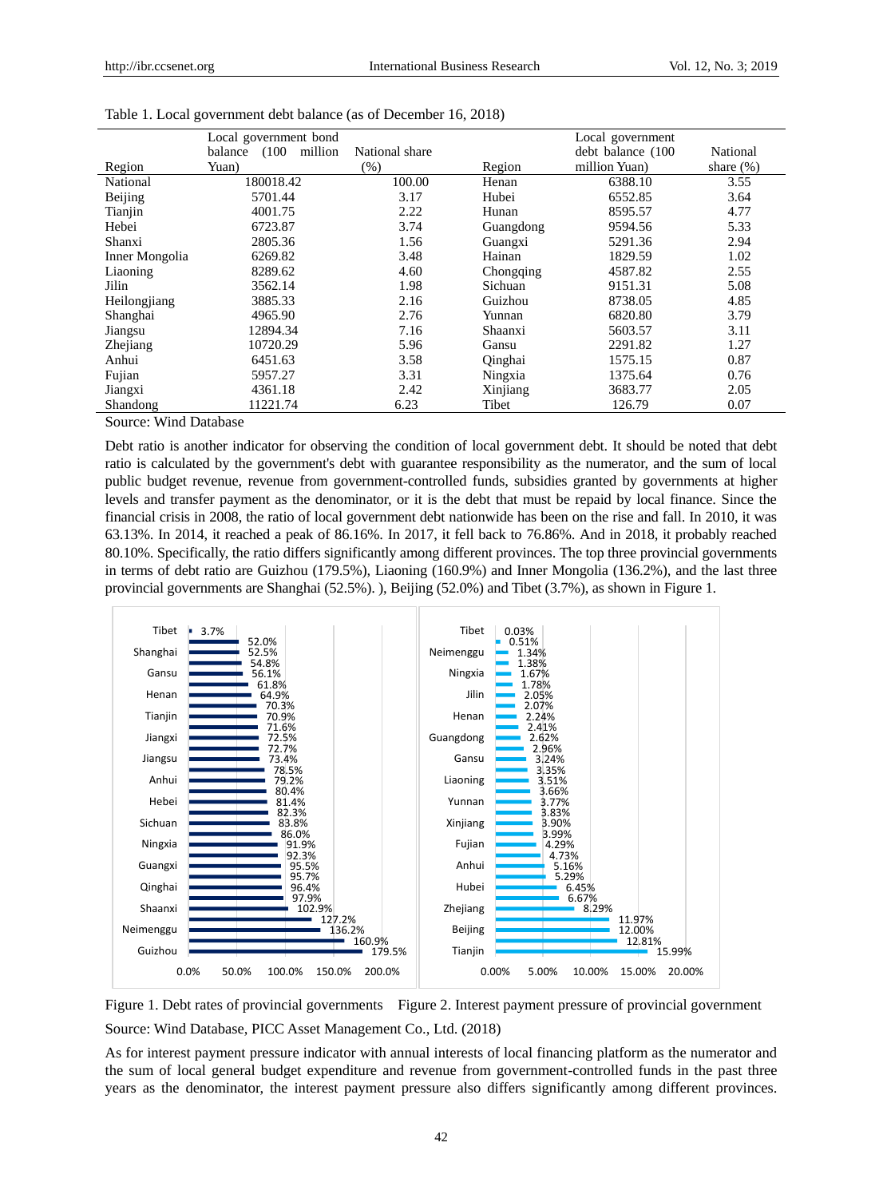Table 1. Local government debt balance (as of December 16, 2018)

| Region | Local government bond balance (100 million Yuan) | National share (%) | Region | Local government debt balance (100 million Yuan) | National share (%) |
|---|---|---|---|---|---|
| National | 180018.42 | 100.00 | Henan | 6388.10 | 3.55 |
| Beijing | 5701.44 | 3.17 | Hubei | 6552.85 | 3.64 |
| Tianjin | 4001.75 | 2.22 | Hunan | 8595.57 | 4.77 |
| Hebei | 6723.87 | 3.74 | Guangdong | 9594.56 | 5.33 |
| Shanxi | 2805.36 | 1.56 | Guangxi | 5291.36 | 2.94 |
| Inner Mongolia | 6269.82 | 3.48 | Hainan | 1829.59 | 1.02 |
| Liaoning | 8289.62 | 4.60 | Chongqing | 4587.82 | 2.55 |
| Jilin | 3562.14 | 1.98 | Sichuan | 9151.31 | 5.08 |
| Heilongjiang | 3885.33 | 2.16 | Guizhou | 8738.05 | 4.85 |
| Shanghai | 4965.90 | 2.76 | Yunnan | 6820.80 | 3.79 |
| Jiangsu | 12894.34 | 7.16 | Shaanxi | 5603.57 | 3.11 |
| Zhejiang | 10720.29 | 5.96 | Gansu | 2291.82 | 1.27 |
| Anhui | 6451.63 | 3.58 | Qinghai | 1575.15 | 0.87 |
| Fujian | 5957.27 | 3.31 | Ningxia | 1375.64 | 0.76 |
| Jiangxi | 4361.18 | 2.42 | Xinjiang | 3683.77 | 2.05 |
| Shandong | 11221.74 | 6.23 | Tibet | 126.79 | 0.07 |

Source: Wind Database

Debt ratio is another indicator for observing the condition of local government debt. It should be noted that debt ratio is calculated by the government's debt with guarantee responsibility as the numerator, and the sum of local public budget revenue, revenue from government-controlled funds, subsidies granted by governments at higher levels and transfer payment as the denominator, or it is the debt that must be repaid by local finance. Since the financial crisis in 2008, the ratio of local government debt nationwide has been on the rise and fall. In 2010, it was 63.13%. In 2014, it reached a peak of 86.16%. In 2017, it fell back to 76.86%. And in 2018, it probably reached 80.10%. Specifically, the ratio differs significantly among different provinces. The top three provincial governments in terms of debt ratio are Guizhou (179.5%), Liaoning (160.9%) and Inner Mongolia (136.2%), and the last three provincial governments are Shanghai (52.5%). ), Beijing (52.0%) and Tibet (3.7%), as shown in Figure 1.

Figure 1. Debt rates of provincial governments Figure 2. Interest payment pressure of provincial government

Source: Wind Database, PICC Asset Management Co., Ltd. (2018)

As for interest payment pressure indicator with annual interests of local financing platform as the numerator and the sum of local general budget expenditure and revenue from government-controlled funds in the past three years as the denominator, the interest payment pressure also differs significantly among different provinces.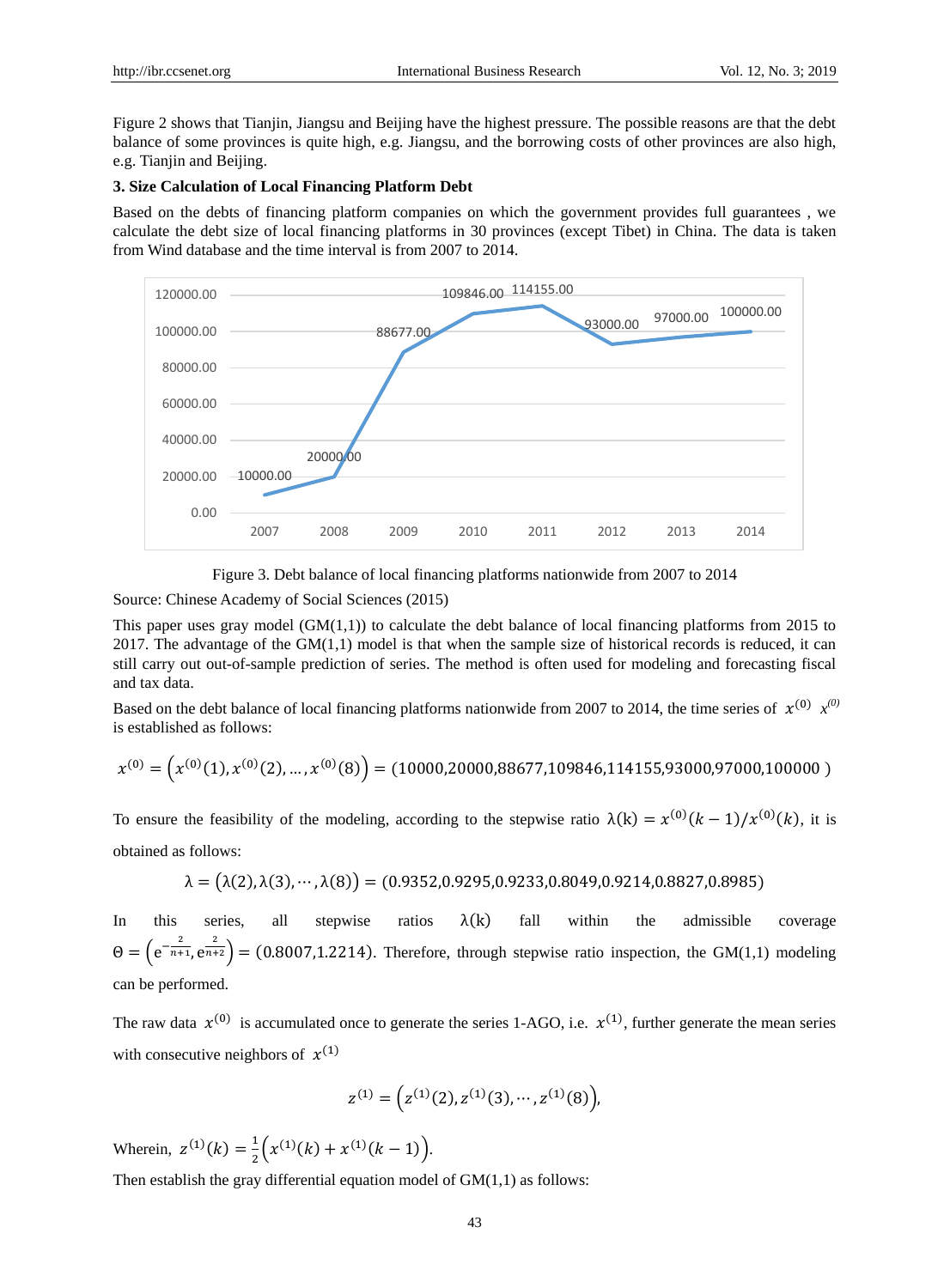Figure 2 shows that Tianjin, Jiangsu and Beijing have the highest pressure. The possible reasons are that the debt balance of some provinces is quite high, e.g. Jiangsu, and the borrowing costs of other provinces are also high, e.g. Tianjin and Beijing.

### 3. Size Calculation of Local Financing Platform Debt

Based on the debts of financing platform companies on which the government provides full guarantees , we calculate the debt size of local financing platforms in 30 provinces (except Tibet) in China. The data is taken from Wind database and the time interval is from 2007 to 2014.

Figure 3. Debt balance of local financing platforms nationwide from 2007 to 2014

Source: Chinese Academy of Social Sciences (2015)

This paper uses gray model (GM(1,1)) to calculate the debt balance of local financing platforms from 2015 to 2017. The advantage of the GM(1,1) model is that when the sample size of historical records is reduced, it can still carry out out-of-sample prediction of series. The method is often used for modeling and forecasting fiscal and tax data.

Based on the debt balance of local financing platforms nationwide from 2007 to 2014, the time series of $x^{(0)}$ $x^{(0)}$ is established as follows:

$$x^{(0)} = \left(x^{(0)}(1), x^{(0)}(2), \ldots, x^{(0)}(8)\right) = (10000,20000,88677,109846,114155,93000,97000,100000\ )$$

To ensure the feasibility of the modeling, according to the stepwise ratio $\lambda(k) = x^{(0)}(k-1)/x^{(0)}(k)$, it is obtained as follows:

$$\lambda = \left(\lambda(2), \lambda(3), \cdots, \lambda(8)\right) = (0.9352,0.9295,0.9233,0.8049,0.9214,0.8827,0.8985)$$

In this series, all stepwise ratios $\lambda(k)$ fall within the admissible coverage $\Theta = \left(e^{-\frac{2}{n+1}}, e^{\frac{2}{n+2}}\right) = (0.8007,1.2214)$. Therefore, through stepwise ratio inspection, the GM(1,1) modeling can be performed.

The raw data $x^{(0)}$ is accumulated once to generate the series 1-AGO, i.e. $x^{(1)}$, further generate the mean series with consecutive neighbors of $x^{(1)}$

$$z^{(1)} = \left(z^{(1)}(2), z^{(1)}(3), \cdots, z^{(1)}(8)\right),$$

Wherein, $z^{(1)}(k) = \frac{1}{2}\left(x^{(1)}(k) + x^{(1)}(k-1)\right)$.

Then establish the gray differential equation model of GM(1,1) as follows: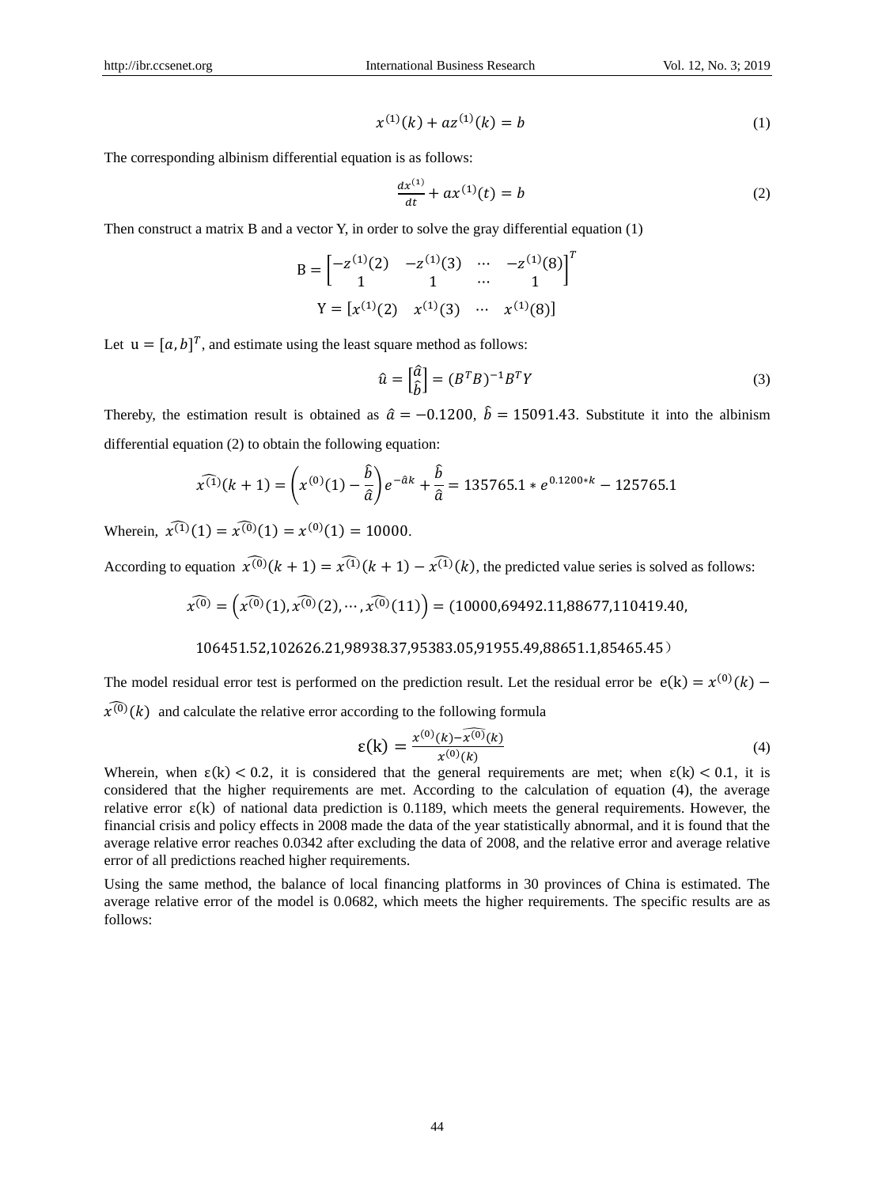$$x^{(1)}(k) + az^{(1)}(k) = b \tag{1}$$

The corresponding albinism differential equation is as follows:

$$\frac{dx^{(1)}}{dt} + ax^{(1)}(t) = b \tag{2}$$

Then construct a matrix B and a vector Y, in order to solve the gray differential equation (1)

$$\mathrm{B} = \begin{bmatrix} -z^{(1)}(2) & -z^{(1)}(3) & \cdots & -z^{(1)}(8) \\ 1 & 1 & \cdots & 1 \end{bmatrix}^T$$

$$\mathrm{Y} = \begin{bmatrix} x^{(1)}(2) & x^{(1)}(3) & \cdots & x^{(1)}(8) \end{bmatrix}$$

Let $\mathrm{u} = [a, b]^T$, and estimate using the least square method as follows:

$$\hat{u} = \begin{bmatrix} \hat{a} \\ \hat{b} \end{bmatrix} = (B^T B)^{-1} B^T Y \tag{3}$$

Thereby, the estimation result is obtained as $\hat{a} = -0.1200$, $\hat{b} = 15091.43$. Substitute it into the albinism differential equation (2) to obtain the following equation:

$$\widehat{x^{(1)}}(k+1) = \left(x^{(0)}(1) - \frac{\hat{b}}{\hat{a}}\right)e^{-\hat{a}k} + \frac{\hat{b}}{\hat{a}} = 135765.1 * e^{0.1200*k} - 125765.1$$

Wherein, $\widehat{x^{(1)}}(1) = \widehat{x^{(0)}}(1) = x^{(0)}(1) = 10000$.

According to equation $\widehat{x^{(0)}}(k+1) = \widehat{x^{(1)}}(k+1) - \widehat{x^{(1)}}(k)$, the predicted value series is solved as follows:

$$\widehat{x^{(0)}} = \left(\widehat{x^{(0)}}(1), \widehat{x^{(0)}}(2), \cdots, \widehat{x^{(0)}}(11)\right) = (10000, 69492.11, 88677, 110419.40,$$

$$106451.52, 102626.21, 98938.37, 95383.05, 91955.49, 88651.1, 85465.45)$$

The model residual error test is performed on the prediction result. Let the residual error be $\mathrm{e(k)} = x^{(0)}(k) - \widehat{x^{(0)}}(k)$ and calculate the relative error according to the following formula

$$\varepsilon(\mathrm{k}) = \frac{x^{(0)}(k) - \widehat{x^{(0)}}(k)}{x^{(0)}(k)} \tag{4}$$

Wherein, when $\varepsilon(\mathrm{k}) < 0.2$, it is considered that the general requirements are met; when $\varepsilon(\mathrm{k}) < 0.1$, it is considered that the higher requirements are met. According to the calculation of equation (4), the average relative error $\varepsilon(\mathrm{k})$ of national data prediction is 0.1189, which meets the general requirements. However, the financial crisis and policy effects in 2008 made the data of the year statistically abnormal, and it is found that the average relative error reaches 0.0342 after excluding the data of 2008, and the relative error and average relative error of all predictions reached higher requirements.

Using the same method, the balance of local financing platforms in 30 provinces of China is estimated. The average relative error of the model is 0.0682, which meets the higher requirements. The specific results are as follows: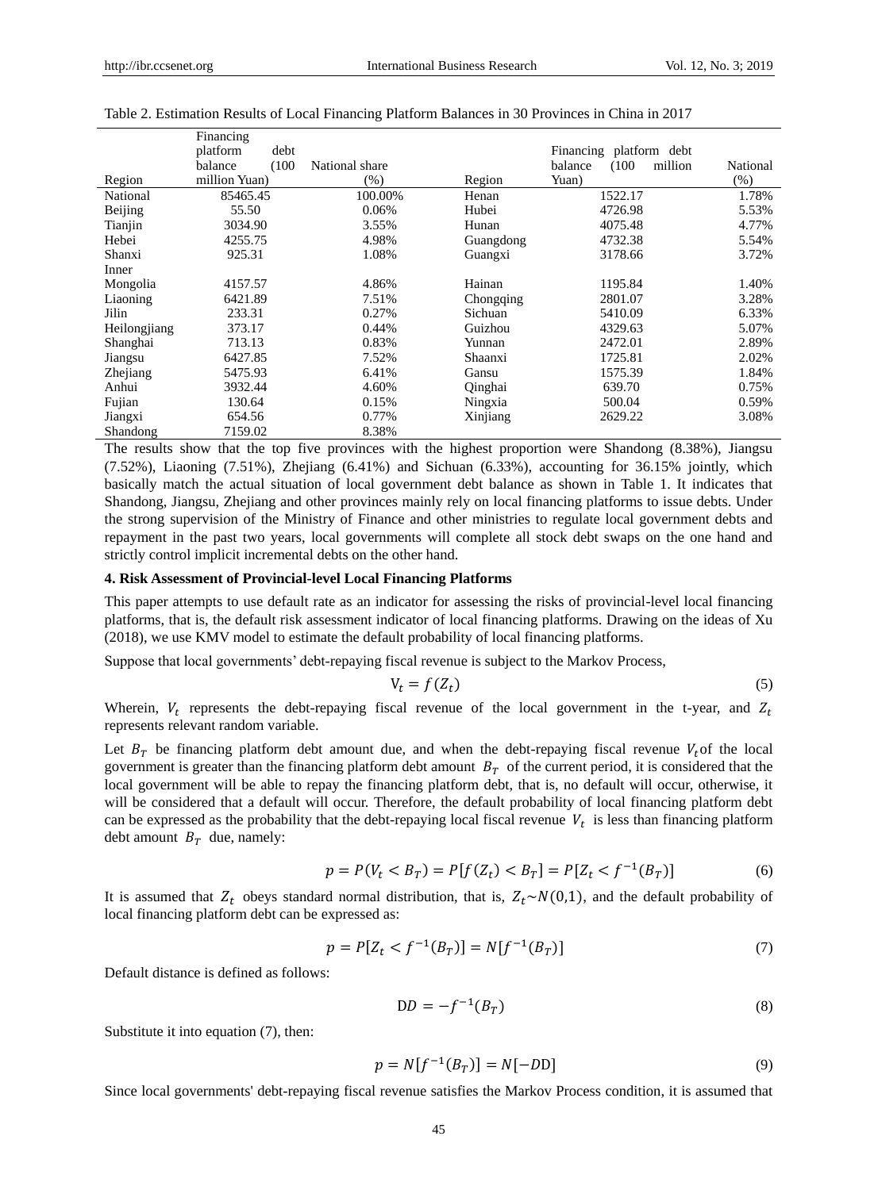Table 2. Estimation Results of Local Financing Platform Balances in 30 Provinces in China in 2017

| Region | Financing platform debt balance (100 million Yuan) | National share (%) | Region | Financing platform debt balance (100 million Yuan) | National (%) |
|---|---|---|---|---|---|
| National | 85465.45 | 100.00% | Henan | 1522.17 | 1.78% |
| Beijing | 55.50 | 0.06% | Hubei | 4726.98 | 5.53% |
| Tianjin | 3034.90 | 3.55% | Hunan | 4075.48 | 4.77% |
| Hebei | 4255.75 | 4.98% | Guangdong | 4732.38 | 5.54% |
| Shanxi | 925.31 | 1.08% | Guangxi | 3178.66 | 3.72% |
| Inner Mongolia | 4157.57 | 4.86% | Hainan | 1195.84 | 1.40% |
| Liaoning | 6421.89 | 7.51% | Chongqing | 2801.07 | 3.28% |
| Jilin | 233.31 | 0.27% | Sichuan | 5410.09 | 6.33% |
| Heilongjiang | 373.17 | 0.44% | Guizhou | 4329.63 | 5.07% |
| Shanghai | 713.13 | 0.83% | Yunnan | 2472.01 | 2.89% |
| Jiangsu | 6427.85 | 7.52% | Shaanxi | 1725.81 | 2.02% |
| Zhejiang | 5475.93 | 6.41% | Gansu | 1575.39 | 1.84% |
| Anhui | 3932.44 | 4.60% | Qinghai | 639.70 | 0.75% |
| Fujian | 130.64 | 0.15% | Ningxia | 500.04 | 0.59% |
| Jiangxi | 654.56 | 0.77% | Xinjiang | 2629.22 | 3.08% |
| Shandong | 7159.02 | 8.38% | | | |

The results show that the top five provinces with the highest proportion were Shandong (8.38%), Jiangsu (7.52%), Liaoning (7.51%), Zhejiang (6.41%) and Sichuan (6.33%), accounting for 36.15% jointly, which basically match the actual situation of local government debt balance as shown in Table 1. It indicates that Shandong, Jiangsu, Zhejiang and other provinces mainly rely on local financing platforms to issue debts. Under the strong supervision of the Ministry of Finance and other ministries to regulate local government debts and repayment in the past two years, local governments will complete all stock debt swaps on the one hand and strictly control implicit incremental debts on the other hand.

## 4. Risk Assessment of Provincial-level Local Financing Platforms

This paper attempts to use default rate as an indicator for assessing the risks of provincial-level local financing platforms, that is, the default risk assessment indicator of local financing platforms. Drawing on the ideas of Xu (2018), we use KMV model to estimate the default probability of local financing platforms.

Suppose that local governments' debt-repaying fiscal revenue is subject to the Markov Process,

$$V_t = f(Z_t) \tag{5}$$

Wherein, $V_t$ represents the debt-repaying fiscal revenue of the local government in the t-year, and $Z_t$ represents relevant random variable.

Let $B_T$ be financing platform debt amount due, and when the debt-repaying fiscal revenue $V_t$ of the local government is greater than the financing platform debt amount $B_T$ of the current period, it is considered that the local government will be able to repay the financing platform debt, that is, no default will occur, otherwise, it will be considered that a default will occur. Therefore, the default probability of local financing platform debt can be expressed as the probability that the debt-repaying local fiscal revenue $V_t$ is less than financing platform debt amount $B_T$ due, namely:

$$p = P(V_t < B_T) = P[f(Z_t) < B_T] = P[Z_t < f^{-1}(B_T)] \tag{6}$$

It is assumed that $Z_t$ obeys standard normal distribution, that is, $Z_t \sim N(0,1)$, and the default probability of local financing platform debt can be expressed as:

$$p = P[Z_t < f^{-1}(B_T)] = N[f^{-1}(B_T)] \tag{7}$$

Default distance is defined as follows:

$$DD = -f^{-1}(B_T) \tag{8}$$

Substitute it into equation (7), then:

$$p = N[f^{-1}(B_T)] = N[-DD] \tag{9}$$

Since local governments' debt-repaying fiscal revenue satisfies the Markov Process condition, it is assumed that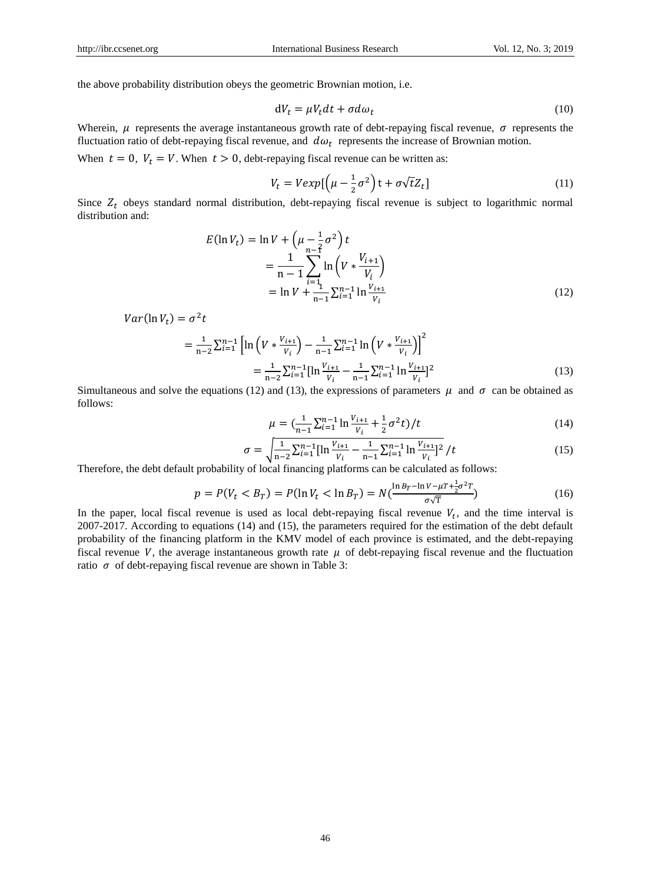the above probability distribution obeys the geometric Brownian motion, i.e.

$$\mathrm{d}V_t = \mu V_t dt + \sigma d\omega_t \tag{10}$$

Wherein, $\mu$ represents the average instantaneous growth rate of debt-repaying fiscal revenue, $\sigma$ represents the fluctuation ratio of debt-repaying fiscal revenue, and $d\omega_t$ represents the increase of Brownian motion.

When $t = 0$, $V_t = V$. When $t > 0$, debt-repaying fiscal revenue can be written as:

$$V_t = V exp[\left(\mu - \frac{1}{2}\sigma^2\right)\mathrm{t} + \sigma\sqrt{t}Z_t] \tag{11}$$

Since $Z_t$ obeys standard normal distribution, debt-repaying fiscal revenue is subject to logarithmic normal distribution and:

$$\begin{aligned} E(\ln V_t) &= \ln V + \left(\mu - \frac{1}{2}\sigma^2\right)t \\ &= \frac{1}{\mathrm{n}-1}\sum_{i=1}^{n-1}\ln\left(V * \frac{V_{i+1}}{V_i}\right) \\ &= \ln V + \frac{1}{\mathrm{n}-1}\sum_{i=1}^{n-1}\ln\frac{V_{i+1}}{V_i} \end{aligned} \tag{12}$$

$$\begin{aligned} Var(\ln V_t) &= \sigma^2 t \\ &= \frac{1}{\mathrm{n}-2}\sum_{i=1}^{n-1}\left[\ln\left(V * \frac{V_{i+1}}{V_i}\right) - \frac{1}{\mathrm{n}-1}\sum_{i=1}^{n-1}\ln\left(V * \frac{V_{i+1}}{V_i}\right)\right]^2 \\ &= \frac{1}{\mathrm{n}-2}\sum_{i=1}^{n-1}[\ln\frac{V_{i+1}}{V_i} - \frac{1}{\mathrm{n}-1}\sum_{i=1}^{n-1}\ln\frac{V_{i+1}}{V_i}]^2 \end{aligned} \tag{13}$$

Simultaneous and solve the equations (12) and (13), the expressions of parameters $\mu$ and $\sigma$ can be obtained as follows:

$$\mu = (\frac{1}{n-1}\sum_{i=1}^{n-1}\ln\frac{V_{i+1}}{V_i} + \frac{1}{2}\sigma^2 t)/t \tag{14}$$

$$\sigma = \sqrt{\frac{1}{\mathrm{n}-2}\sum_{i=1}^{n-1}[\ln\frac{V_{i+1}}{V_i} - \frac{1}{\mathrm{n}-1}\sum_{i=1}^{n-1}\ln\frac{V_{i+1}}{V_i}]^2}\,/t \tag{15}$$

Therefore, the debt default probability of local financing platforms can be calculated as follows:

$$p = P(V_t < B_T) = P(\ln V_t < \ln B_T) = N(\frac{\ln B_T - \ln V - \mu T + \frac{1}{2}\sigma^2 T}{\sigma\sqrt{\mathrm{T}}}) \tag{16}$$

In the paper, local fiscal revenue is used as local debt-repaying fiscal revenue $V_t$, and the time interval is 2007-2017. According to equations (14) and (15), the parameters required for the estimation of the debt default probability of the financing platform in the KMV model of each province is estimated, and the debt-repaying fiscal revenue $V$, the average instantaneous growth rate $\mu$ of debt-repaying fiscal revenue and the fluctuation ratio $\sigma$ of debt-repaying fiscal revenue are shown in Table 3: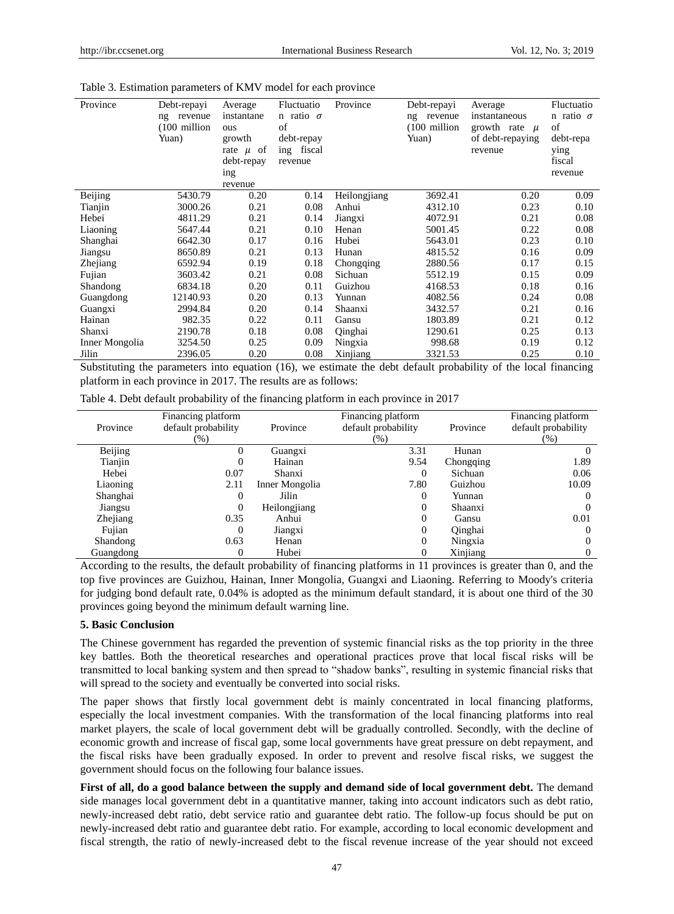Table 3. Estimation parameters of KMV model for each province

| Province | Debt-repaying revenue (100 million Yuan) | Average instantaneous growth rate $\mu$ of debt-repaying revenue | Fluctuation ratio $\sigma$ of debt-repaying fiscal revenue | Province | Debt-repaying revenue (100 million Yuan) | Average instantaneous growth rate $\mu$ of debt-repaying revenue | Fluctuation ratio $\sigma$ of debt-repaying fiscal revenue |
|---|---|---|---|---|---|---|---|
| Beijing | 5430.79 | 0.20 | 0.14 | Heilongjiang | 3692.41 | 0.20 | 0.09 |
| Tianjin | 3000.26 | 0.21 | 0.08 | Anhui | 4312.10 | 0.23 | 0.10 |
| Hebei | 4811.29 | 0.21 | 0.14 | Jiangxi | 4072.91 | 0.21 | 0.08 |
| Liaoning | 5647.44 | 0.21 | 0.10 | Henan | 5001.45 | 0.22 | 0.08 |
| Shanghai | 6642.30 | 0.17 | 0.16 | Hubei | 5643.01 | 0.23 | 0.10 |
| Jiangsu | 8650.89 | 0.21 | 0.13 | Hunan | 4815.52 | 0.16 | 0.09 |
| Zhejiang | 6592.94 | 0.19 | 0.18 | Chongqing | 2880.56 | 0.17 | 0.15 |
| Fujian | 3603.42 | 0.21 | 0.08 | Sichuan | 5512.19 | 0.15 | 0.09 |
| Shandong | 6834.18 | 0.20 | 0.11 | Guizhou | 4168.53 | 0.18 | 0.16 |
| Guangdong | 12140.93 | 0.20 | 0.13 | Yunnan | 4082.56 | 0.24 | 0.08 |
| Guangxi | 2994.84 | 0.20 | 0.14 | Shaanxi | 3432.57 | 0.21 | 0.16 |
| Hainan | 982.35 | 0.22 | 0.11 | Gansu | 1803.89 | 0.21 | 0.12 |
| Shanxi | 2190.78 | 0.18 | 0.08 | Qinghai | 1290.61 | 0.25 | 0.13 |
| Inner Mongolia | 3254.50 | 0.25 | 0.09 | Ningxia | 998.68 | 0.19 | 0.12 |
| Jilin | 2396.05 | 0.20 | 0.08 | Xinjiang | 3321.53 | 0.25 | 0.10 |

Substituting the parameters into equation (16), we estimate the debt default probability of the local financing platform in each province in 2017. The results are as follows:

Table 4. Debt default probability of the financing platform in each province in 2017

| Province | Financing platform default probability (%) | Province | Financing platform default probability (%) | Province | Financing platform default probability (%) |
|---|---|---|---|---|---|
| Beijing | 0 | Guangxi | 3.31 | Hunan | 0 |
| Tianjin | 0 | Hainan | 9.54 | Chongqing | 1.89 |
| Hebei | 0.07 | Shanxi | 0 | Sichuan | 0.06 |
| Liaoning | 2.11 | Inner Mongolia | 7.80 | Guizhou | 10.09 |
| Shanghai | 0 | Jilin | 0 | Yunnan | 0 |
| Jiangsu | 0 | Heilongjiang | 0 | Shaanxi | 0 |
| Zhejiang | 0.35 | Anhui | 0 | Gansu | 0.01 |
| Fujian | 0 | Jiangxi | 0 | Qinghai | 0 |
| Shandong | 0.63 | Henan | 0 | Ningxia | 0 |
| Guangdong | 0 | Hubei | 0 | Xinjiang | 0 |

According to the results, the default probability of financing platforms in 11 provinces is greater than 0, and the top five provinces are Guizhou, Hainan, Inner Mongolia, Guangxi and Liaoning. Referring to Moody's criteria for judging bond default rate, 0.04% is adopted as the minimum default standard, it is about one third of the 30 provinces going beyond the minimum default warning line.

## 5. Basic Conclusion

The Chinese government has regarded the prevention of systemic financial risks as the top priority in the three key battles. Both the theoretical researches and operational practices prove that local fiscal risks will be transmitted to local banking system and then spread to "shadow banks", resulting in systemic financial risks that will spread to the society and eventually be converted into social risks.

The paper shows that firstly local government debt is mainly concentrated in local financing platforms, especially the local investment companies. With the transformation of the local financing platforms into real market players, the scale of local government debt will be gradually controlled. Secondly, with the decline of economic growth and increase of fiscal gap, some local governments have great pressure on debt repayment, and the fiscal risks have been gradually exposed. In order to prevent and resolve fiscal risks, we suggest the government should focus on the following four balance issues.

**First of all, do a good balance between the supply and demand side of local government debt.** The demand side manages local government debt in a quantitative manner, taking into account indicators such as debt ratio, newly-increased debt ratio, debt service ratio and guarantee debt ratio. The follow-up focus should be put on newly-increased debt ratio and guarantee debt ratio. For example, according to local economic development and fiscal strength, the ratio of newly-increased debt to the fiscal revenue increase of the year should not exceed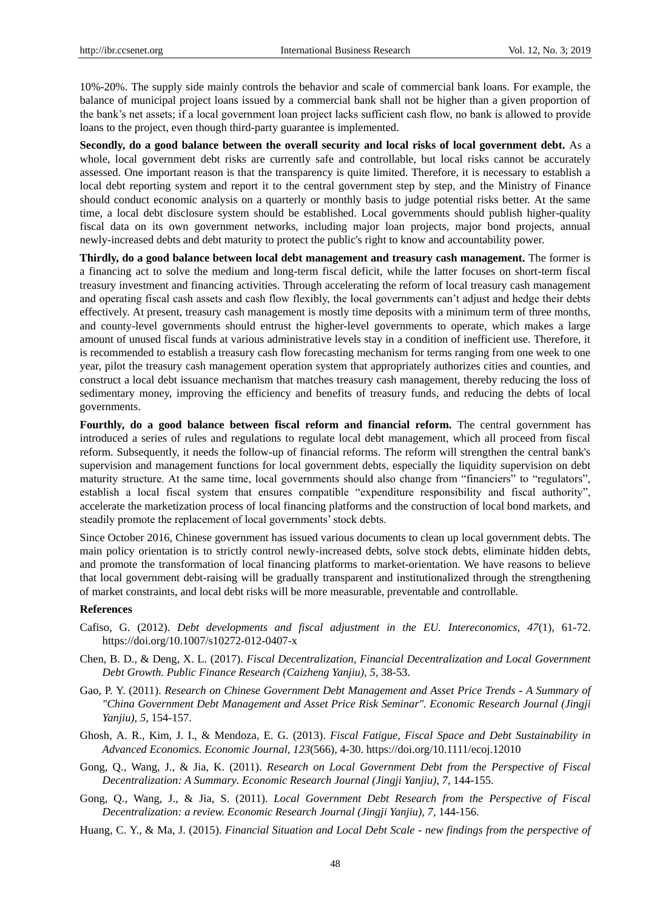10%-20%. The supply side mainly controls the behavior and scale of commercial bank loans. For example, the balance of municipal project loans issued by a commercial bank shall not be higher than a given proportion of the bank's net assets; if a local government loan project lacks sufficient cash flow, no bank is allowed to provide loans to the project, even though third-party guarantee is implemented.

**Secondly, do a good balance between the overall security and local risks of local government debt.** As a whole, local government debt risks are currently safe and controllable, but local risks cannot be accurately assessed. One important reason is that the transparency is quite limited. Therefore, it is necessary to establish a local debt reporting system and report it to the central government step by step, and the Ministry of Finance should conduct economic analysis on a quarterly or monthly basis to judge potential risks better. At the same time, a local debt disclosure system should be established. Local governments should publish higher-quality fiscal data on its own government networks, including major loan projects, major bond projects, annual newly-increased debts and debt maturity to protect the public's right to know and accountability power.

**Thirdly, do a good balance between local debt management and treasury cash management.** The former is a financing act to solve the medium and long-term fiscal deficit, while the latter focuses on short-term fiscal treasury investment and financing activities. Through accelerating the reform of local treasury cash management and operating fiscal cash assets and cash flow flexibly, the local governments can't adjust and hedge their debts effectively. At present, treasury cash management is mostly time deposits with a minimum term of three months, and county-level governments should entrust the higher-level governments to operate, which makes a large amount of unused fiscal funds at various administrative levels stay in a condition of inefficient use. Therefore, it is recommended to establish a treasury cash flow forecasting mechanism for terms ranging from one week to one year, pilot the treasury cash management operation system that appropriately authorizes cities and counties, and construct a local debt issuance mechanism that matches treasury cash management, thereby reducing the loss of sedimentary money, improving the efficiency and benefits of treasury funds, and reducing the debts of local governments.

**Fourthly, do a good balance between fiscal reform and financial reform.** The central government has introduced a series of rules and regulations to regulate local debt management, which all proceed from fiscal reform. Subsequently, it needs the follow-up of financial reforms. The reform will strengthen the central bank's supervision and management functions for local government debts, especially the liquidity supervision on debt maturity structure. At the same time, local governments should also change from "financiers" to "regulators", establish a local fiscal system that ensures compatible "expenditure responsibility and fiscal authority", accelerate the marketization process of local financing platforms and the construction of local bond markets, and steadily promote the replacement of local governments' stock debts.

Since October 2016, Chinese government has issued various documents to clean up local government debts. The main policy orientation is to strictly control newly-increased debts, solve stock debts, eliminate hidden debts, and promote the transformation of local financing platforms to market-orientation. We have reasons to believe that local government debt-raising will be gradually transparent and institutionalized through the strengthening of market constraints, and local debt risks will be more measurable, preventable and controllable.

## References

Cafiso, G. (2012). *Debt developments and fiscal adjustment in the EU. Intereconomics, 47*(1), 61-72. https://doi.org/10.1007/s10272-012-0407-x

Chen, B. D., & Deng, X. L. (2017). *Fiscal Decentralization, Financial Decentralization and Local Government Debt Growth. Public Finance Research (Caizheng Yanjiu), 5*, 38-53.

Gao, P. Y. (2011). *Research on Chinese Government Debt Management and Asset Price Trends - A Summary of "China Government Debt Management and Asset Price Risk Seminar". Economic Research Journal (Jingji Yanjiu), 5*, 154-157.

Ghosh, A. R., Kim, J. I., & Mendoza, E. G. (2013). *Fiscal Fatigue, Fiscal Space and Debt Sustainability in Advanced Economics. Economic Journal, 123*(566), 4-30. https://doi.org/10.1111/ecoj.12010

Gong, Q., Wang, J., & Jia, K. (2011). *Research on Local Government Debt from the Perspective of Fiscal Decentralization: A Summary*. *Economic Research Journal (Jingji Yanjiu), 7*, 144-155.

Gong, Q., Wang, J., & Jia, S. (2011). *Local Government Debt Research from the Perspective of Fiscal Decentralization: a review. Economic Research Journal (Jingji Yanjiu), 7*, 144-156.

Huang, C. Y., & Ma, J. (2015). *Financial Situation and Local Debt Scale - new findings from the perspective of*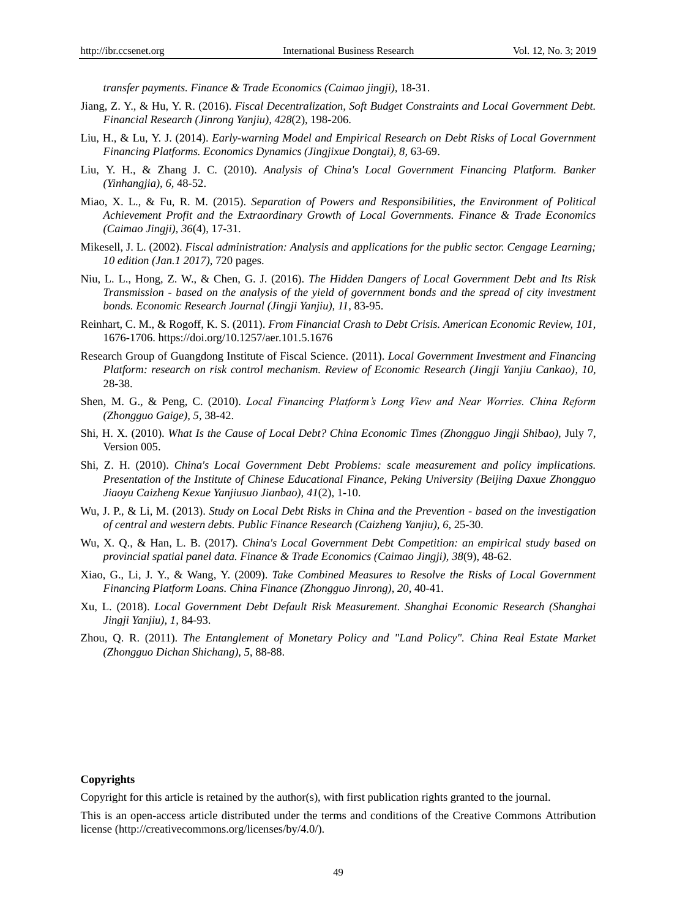*transfer payments. Finance & Trade Economics (Caimao jingji)*, 18-31.

Jiang, Z. Y., & Hu, Y. R. (2016). *Fiscal Decentralization, Soft Budget Constraints and Local Government Debt. Financial Research (Jinrong Yanjiu), 428*(2), 198-206.

Liu, H., & Lu, Y. J. (2014). *Early-warning Model and Empirical Research on Debt Risks of Local Government Financing Platforms. Economics Dynamics (Jingjixue Dongtai), 8*, 63-69.

Liu, Y. H., & Zhang J. C. (2010). *Analysis of China's Local Government Financing Platform. Banker (Yinhangjia), 6*, 48-52.

Miao, X. L., & Fu, R. M. (2015). *Separation of Powers and Responsibilities, the Environment of Political Achievement Profit and the Extraordinary Growth of Local Governments. Finance & Trade Economics (Caimao Jingji), 36*(4), 17-31.

Mikesell, J. L. (2002). *Fiscal administration: Analysis and applications for the public sector. Cengage Learning; 10 edition (Jan.1 2017)*, 720 pages.

Niu, L. L., Hong, Z. W., & Chen, G. J. (2016). *The Hidden Dangers of Local Government Debt and Its Risk Transmission - based on the analysis of the yield of government bonds and the spread of city investment bonds. Economic Research Journal (Jingji Yanjiu), 11*, 83-95.

Reinhart, C. M., & Rogoff, K. S. (2011). *From Financial Crash to Debt Crisis. American Economic Review, 101*, 1676-1706. https://doi.org/10.1257/aer.101.5.1676

Research Group of Guangdong Institute of Fiscal Science. (2011). *Local Government Investment and Financing Platform: research on risk control mechanism. Review of Economic Research (Jingji Yanjiu Cankao), 10*, 28-38.

Shen, M. G., & Peng, C. (2010). *Local Financing Platform's Long View and Near Worries. China Reform (Zhongguo Gaige), 5*, 38-42.

Shi, H. X. (2010). *What Is the Cause of Local Debt? China Economic Times (Zhongguo Jingji Shibao)*, July 7, Version 005.

Shi, Z. H. (2010). *China's Local Government Debt Problems: scale measurement and policy implications. Presentation of the Institute of Chinese Educational Finance, Peking University (Beijing Daxue Zhongguo Jiaoyu Caizheng Kexue Yanjiusuo Jianbao), 41*(2), 1-10.

Wu, J. P., & Li, M. (2013). *Study on Local Debt Risks in China and the Prevention - based on the investigation of central and western debts. Public Finance Research (Caizheng Yanjiu), 6*, 25-30.

Wu, X. Q., & Han, L. B. (2017). *China's Local Government Debt Competition: an empirical study based on provincial spatial panel data. Finance & Trade Economics (Caimao Jingji), 38*(9), 48-62.

Xiao, G., Li, J. Y., & Wang, Y. (2009). *Take Combined Measures to Resolve the Risks of Local Government Financing Platform Loans. China Finance (Zhongguo Jinrong), 20*, 40-41.

Xu, L. (2018). *Local Government Debt Default Risk Measurement. Shanghai Economic Research (Shanghai Jingji Yanjiu), 1*, 84-93.

Zhou, Q. R. (2011). *The Entanglement of Monetary Policy and "Land Policy". China Real Estate Market (Zhongguo Dichan Shichang), 5*, 88-88.

**Copyrights**

Copyright for this article is retained by the author(s), with first publication rights granted to the journal.

This is an open-access article distributed under the terms and conditions of the Creative Commons Attribution license (http://creativecommons.org/licenses/by/4.0/).